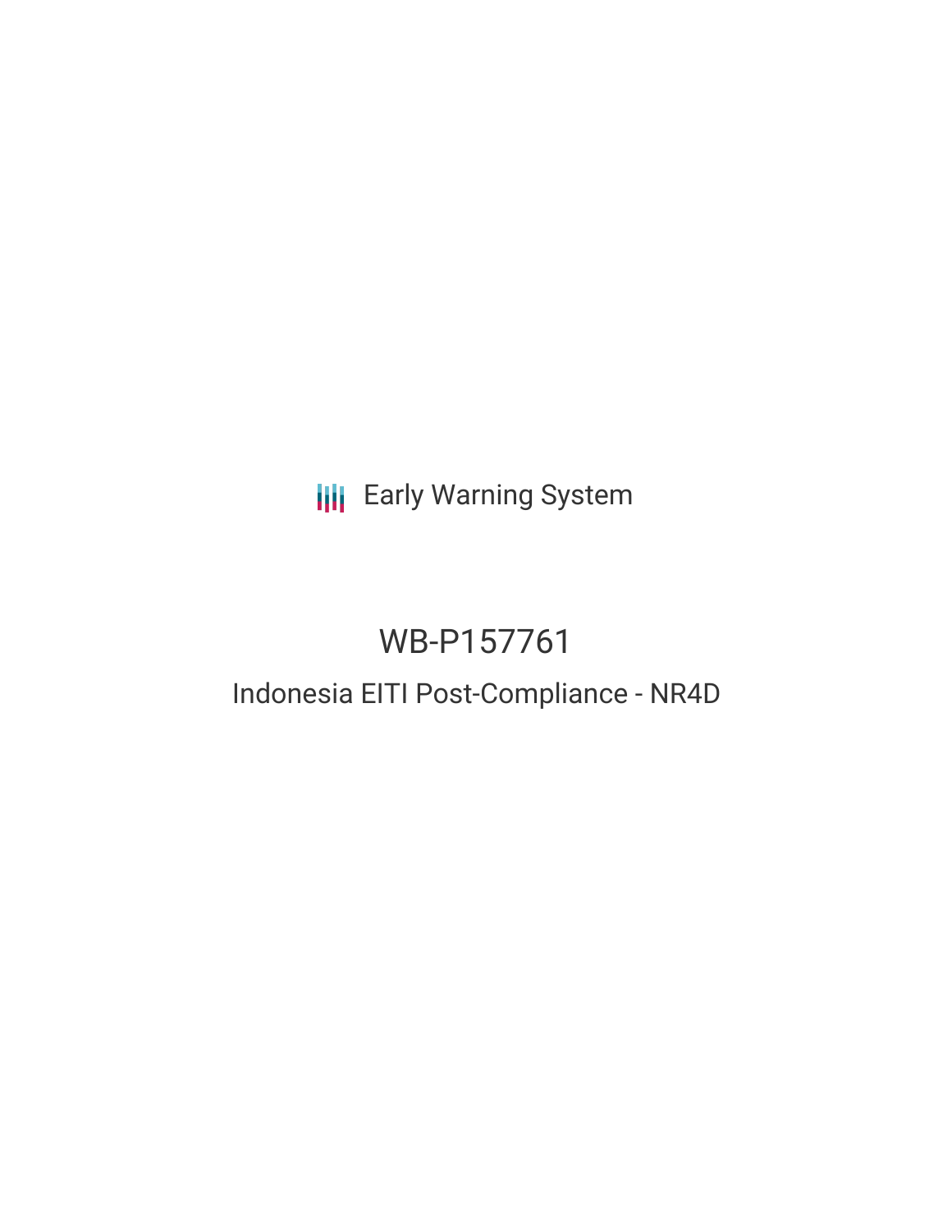Early Warning System

# WB-P157761

## Indonesia EITI Post-Compliance - NR4D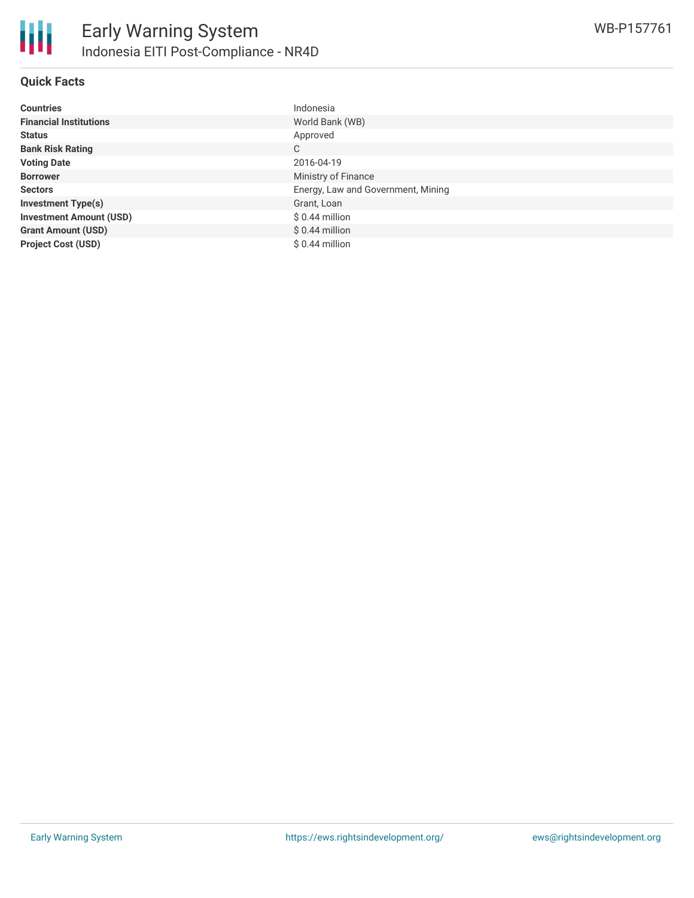## Quick Facts

| | |
|---|---|
| **Countries** | Indonesia |
| **Financial Institutions** | World Bank (WB) |
| **Status** | Approved |
| **Bank Risk Rating** | C |
| **Voting Date** | 2016-04-19 |
| **Borrower** | Ministry of Finance |
| **Sectors** | Energy, Law and Government, Mining |
| **Investment Type(s)** | Grant, Loan |
| **Investment Amount (USD)** | $ 0.44 million |
| **Grant Amount (USD)** | $ 0.44 million |
| **Project Cost (USD)** | $ 0.44 million |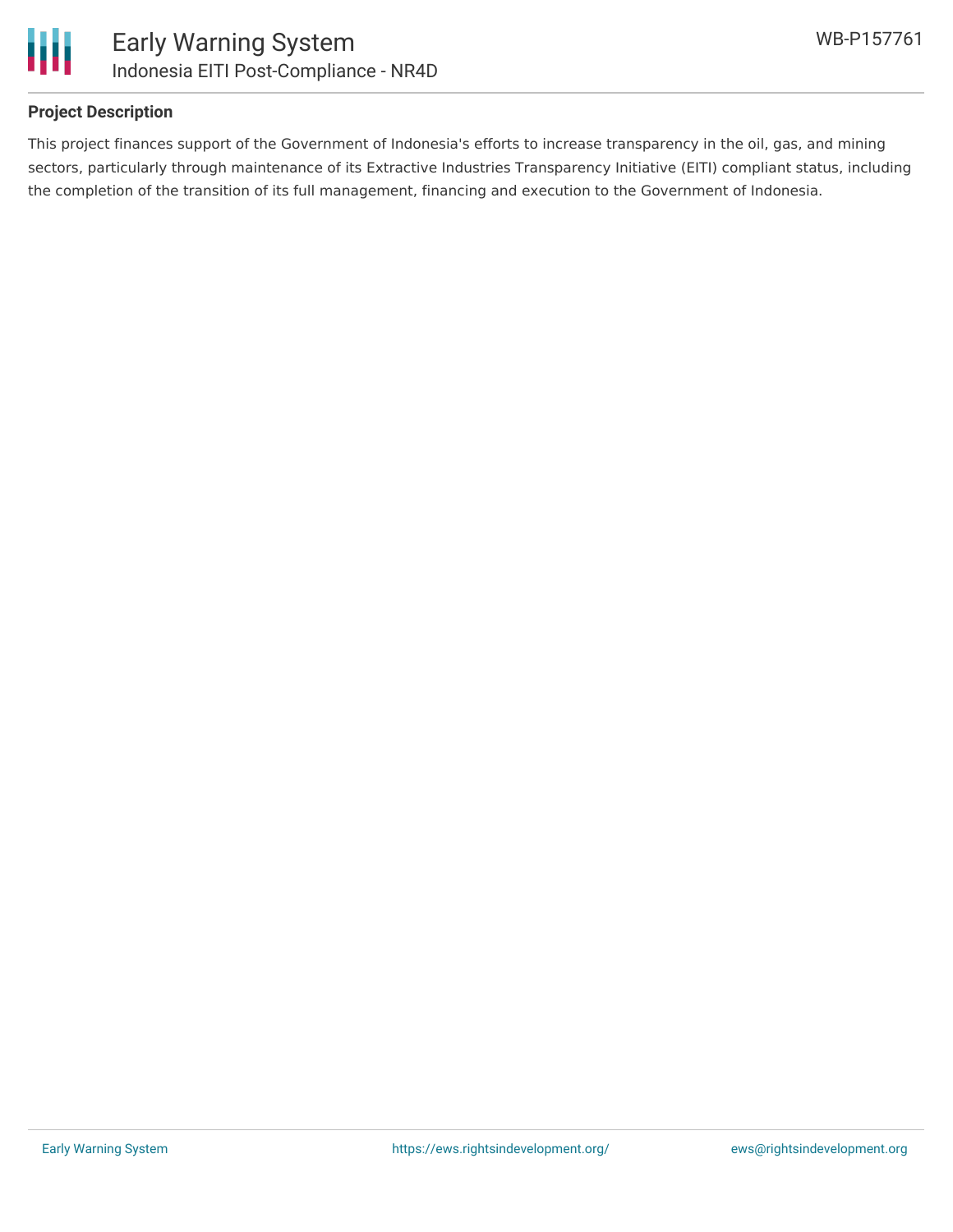#### Project Description

This project finances support of the Government of Indonesia's efforts to increase transparency in the oil, gas, and mining sectors, particularly through maintenance of its Extractive Industries Transparency Initiative (EITI) compliant status, including the completion of the transition of its full management, financing and execution to the Government of Indonesia.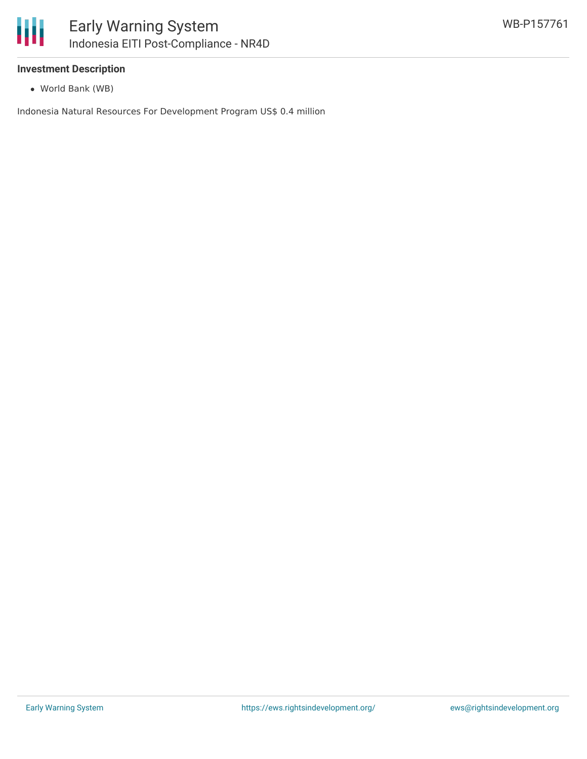### Investment Description

- World Bank (WB)

Indonesia Natural Resources For Development Program US$ 0.4 million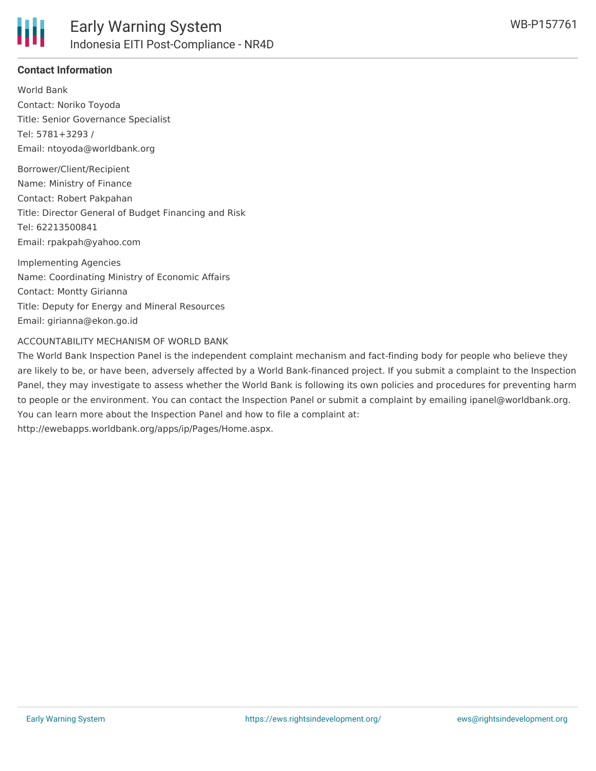**Contact Information**

World Bank
Contact: Noriko Toyoda
Title: Senior Governance Specialist
Tel: 5781+3293 /
Email: ntoyoda@worldbank.org

Borrower/Client/Recipient
Name: Ministry of Finance
Contact: Robert Pakpahan
Title: Director General of Budget Financing and Risk
Tel: 62213500841
Email: rpakpah@yahoo.com

Implementing Agencies
Name: Coordinating Ministry of Economic Affairs
Contact: Montty Girianna
Title: Deputy for Energy and Mineral Resources
Email: girianna@ekon.go.id

ACCOUNTABILITY MECHANISM OF WORLD BANK
The World Bank Inspection Panel is the independent complaint mechanism and fact-finding body for people who believe they are likely to be, or have been, adversely affected by a World Bank-financed project. If you submit a complaint to the Inspection Panel, they may investigate to assess whether the World Bank is following its own policies and procedures for preventing harm to people or the environment. You can contact the Inspection Panel or submit a complaint by emailing ipanel@worldbank.org. You can learn more about the Inspection Panel and how to file a complaint at: http://ewebapps.worldbank.org/apps/ip/Pages/Home.aspx.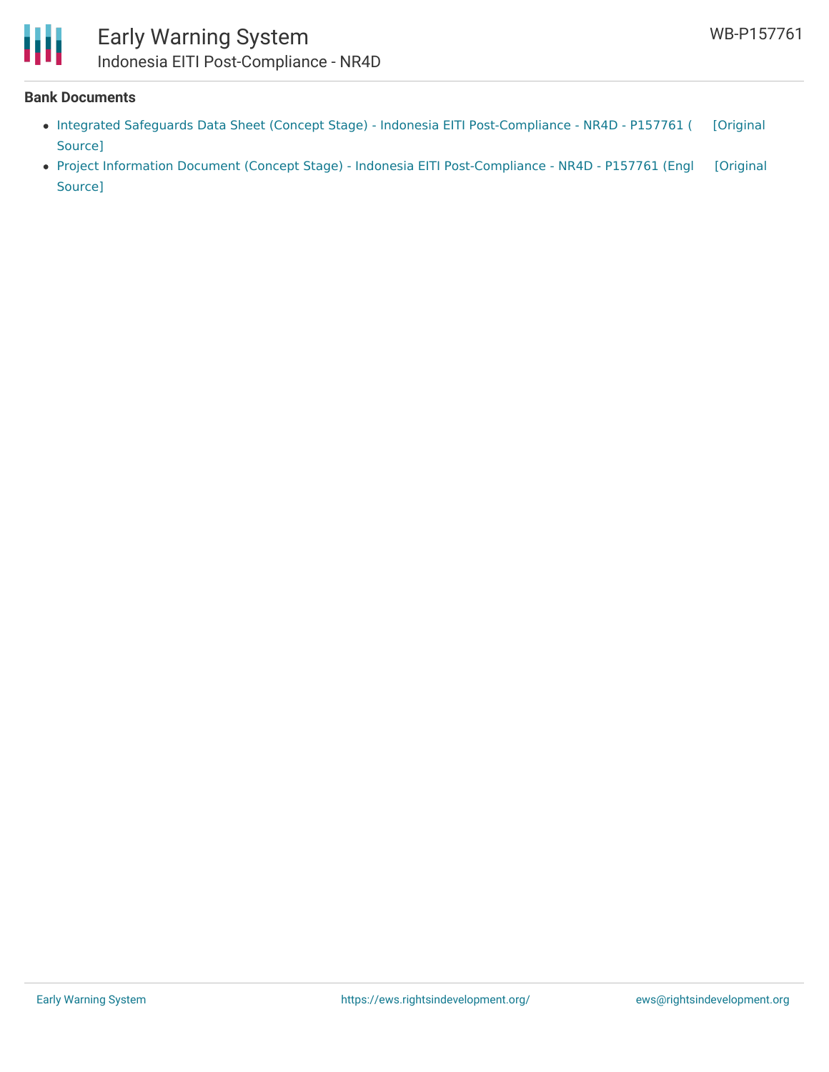**Bank Documents**

- Integrated Safeguards Data Sheet (Concept Stage) - Indonesia EITI Post-Compliance - NR4D - P157761 ( [Original Source]
- Project Information Document (Concept Stage) - Indonesia EITI Post-Compliance - NR4D - P157761 (Engl [Original Source]